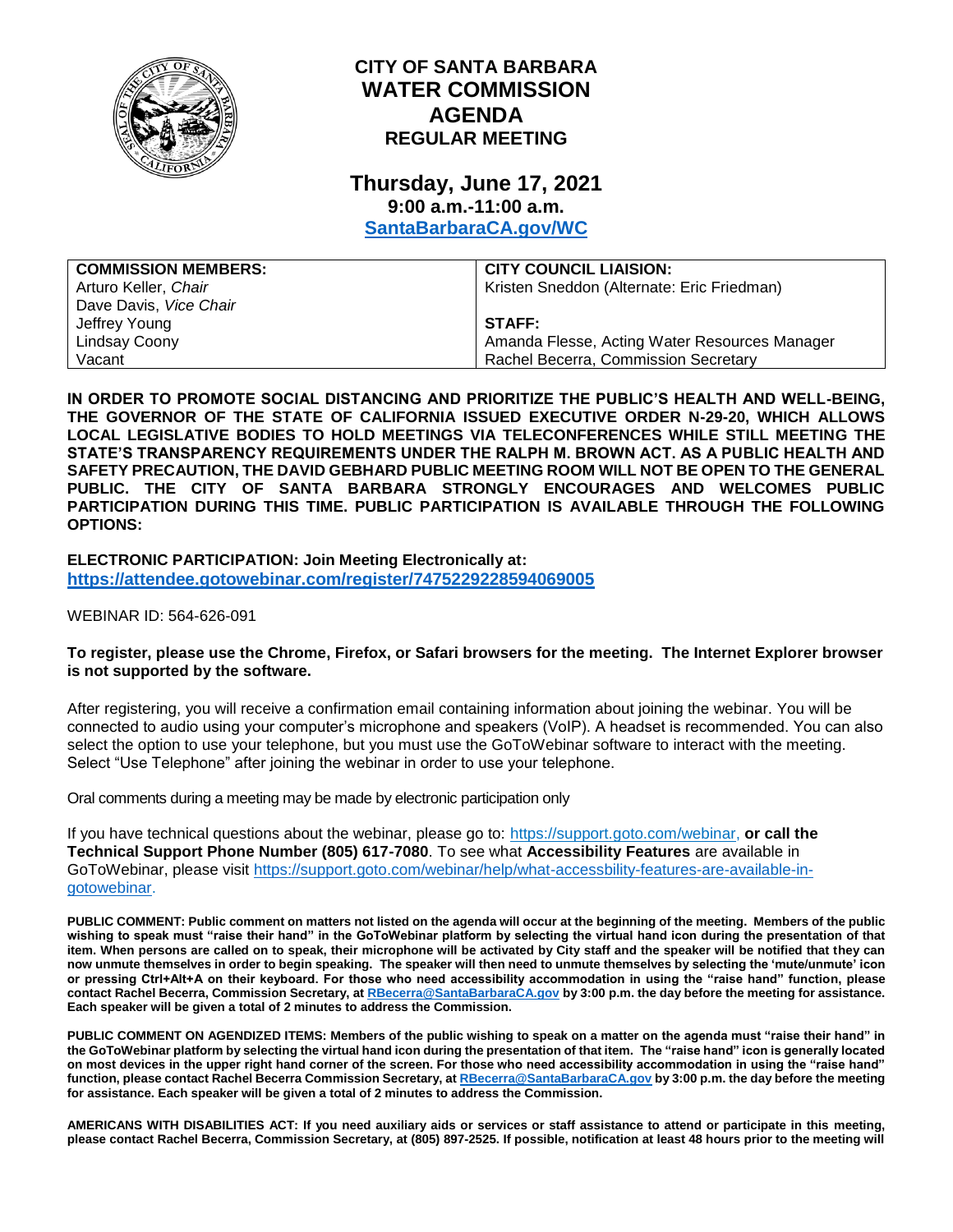# CITY OF SANTA BARBARA
# WATER COMMISSION
# AGENDA
## REGULAR MEETING

## Thursday, June 17, 2021
### 9:00 a.m.-11:00 a.m.
### SantaBarbaraCA.gov/WC

| COMMISSION MEMBERS: | CITY COUNCIL LIAISION: |
|---|---|
| Arturo Keller, *Chair* | Kristen Sneddon (Alternate: Eric Friedman) |
| Dave Davis, *Vice Chair* | |
| Jeffrey Young | **STAFF:** |
| Lindsay Coony | Amanda Flesse, Acting Water Resources Manager |
| Vacant | Rachel Becerra, Commission Secretary |

**IN ORDER TO PROMOTE SOCIAL DISTANCING AND PRIORITIZE THE PUBLIC'S HEALTH AND WELL-BEING, THE GOVERNOR OF THE STATE OF CALIFORNIA ISSUED EXECUTIVE ORDER N-29-20, WHICH ALLOWS LOCAL LEGISLATIVE BODIES TO HOLD MEETINGS VIA TELECONFERENCES WHILE STILL MEETING THE STATE'S TRANSPARENCY REQUIREMENTS UNDER THE RALPH M. BROWN ACT. AS A PUBLIC HEALTH AND SAFETY PRECAUTION, THE DAVID GEBHARD PUBLIC MEETING ROOM WILL NOT BE OPEN TO THE GENERAL PUBLIC. THE CITY OF SANTA BARBARA STRONGLY ENCOURAGES AND WELCOMES PUBLIC PARTICIPATION DURING THIS TIME. PUBLIC PARTICIPATION IS AVAILABLE THROUGH THE FOLLOWING OPTIONS:**

**ELECTRONIC PARTICIPATION: Join Meeting Electronically at:**
**https://attendee.gotowebinar.com/register/7475229228594069005**

WEBINAR ID: 564-626-091

**To register, please use the Chrome, Firefox, or Safari browsers for the meeting. The Internet Explorer browser is not supported by the software.**

After registering, you will receive a confirmation email containing information about joining the webinar. You will be connected to audio using your computer's microphone and speakers (VoIP). A headset is recommended. You can also select the option to use your telephone, but you must use the GoToWebinar software to interact with the meeting. Select "Use Telephone" after joining the webinar in order to use your telephone.

Oral comments during a meeting may be made by electronic participation only

If you have technical questions about the webinar, please go to: https://support.goto.com/webinar, **or call the Technical Support Phone Number (805) 617-7080**. To see what **Accessibility Features** are available in GoToWebinar, please visit https://support.goto.com/webinar/help/what-accessbility-features-are-available-in-gotowebinar.

**PUBLIC COMMENT: Public comment on matters not listed on the agenda will occur at the beginning of the meeting. Members of the public wishing to speak must "raise their hand" in the GoToWebinar platform by selecting the virtual hand icon during the presentation of that item. When persons are called on to speak, their microphone will be activated by City staff and the speaker will be notified that they can now unmute themselves in order to begin speaking. The speaker will then need to unmute themselves by selecting the 'mute/unmute' icon or pressing Ctrl+Alt+A on their keyboard. For those who need accessibility accommodation in using the "raise hand" function, please contact Rachel Becerra, Commission Secretary, at RBecerra@SantaBarbaraCA.gov by 3:00 p.m. the day before the meeting for assistance. Each speaker will be given a total of 2 minutes to address the Commission.**

**PUBLIC COMMENT ON AGENDIZED ITEMS: Members of the public wishing to speak on a matter on the agenda must "raise their hand" in the GoToWebinar platform by selecting the virtual hand icon during the presentation of that item. The "raise hand" icon is generally located on most devices in the upper right hand corner of the screen. For those who need accessibility accommodation in using the "raise hand" function, please contact Rachel Becerra Commission Secretary, at RBecerra@SantaBarbaraCA.gov by 3:00 p.m. the day before the meeting for assistance. Each speaker will be given a total of 2 minutes to address the Commission.**

**AMERICANS WITH DISABILITIES ACT: If you need auxiliary aids or services or staff assistance to attend or participate in this meeting, please contact Rachel Becerra, Commission Secretary, at (805) 897-2525. If possible, notification at least 48 hours prior to the meeting will**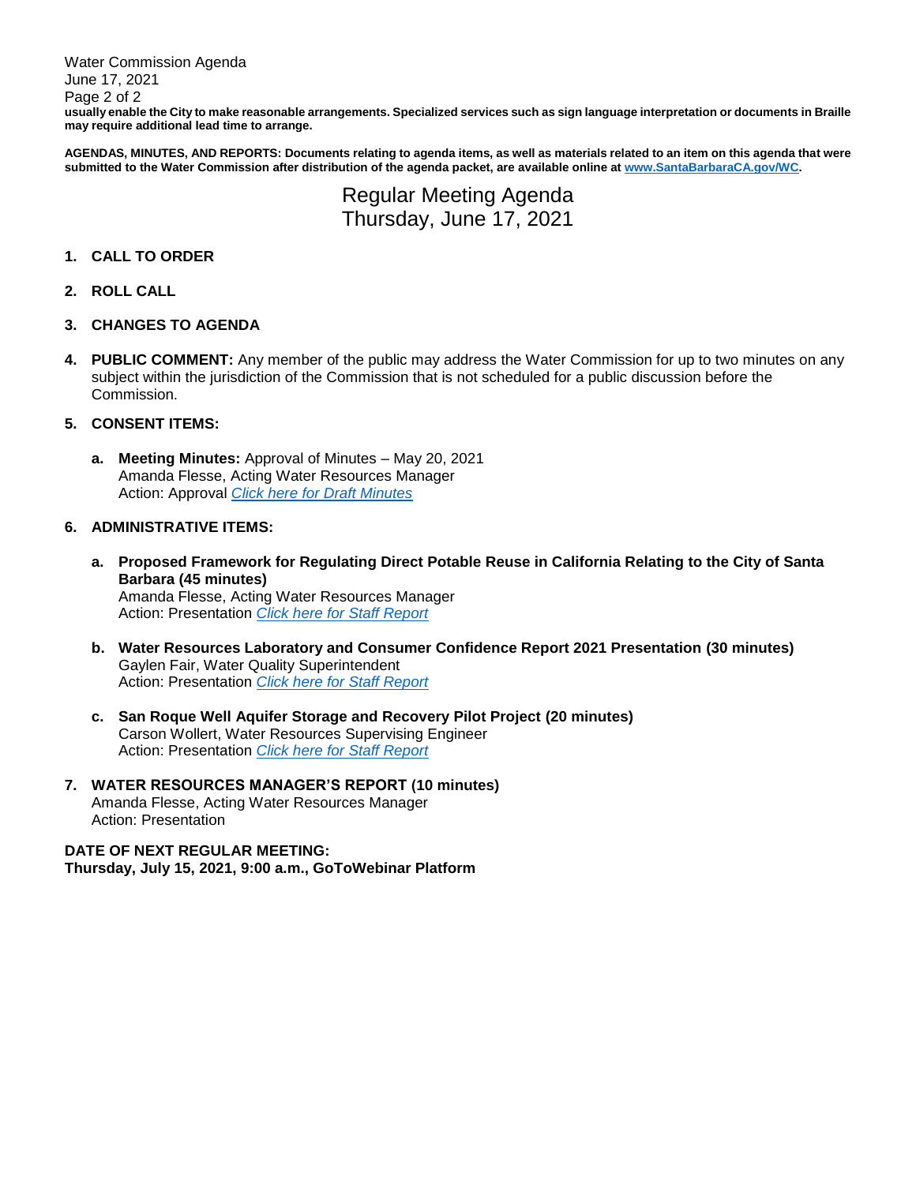**usually enable the City to make reasonable arrangements. Specialized services such as sign language interpretation or documents in Braille may require additional lead time to arrange.**

**AGENDAS, MINUTES, AND REPORTS: Documents relating to agenda items, as well as materials related to an item on this agenda that were submitted to the Water Commission after distribution of the agenda packet, are available online at [www.SantaBarbaraCA.gov/WC](www.SantaBarbaraCA.gov/WC).**

# Regular Meeting Agenda
# Thursday, June 17, 2021

1. **CALL TO ORDER**

2. **ROLL CALL**

3. **CHANGES TO AGENDA**

4. **PUBLIC COMMENT:** Any member of the public may address the Water Commission for up to two minutes on any subject within the jurisdiction of the Commission that is not scheduled for a public discussion before the Commission.

5. **CONSENT ITEMS:**

   a. **Meeting Minutes:** Approval of Minutes – May 20, 2021
   Amanda Flesse, Acting Water Resources Manager
   Action: Approval *Click here for Draft Minutes*

6. **ADMINISTRATIVE ITEMS:**

   a. **Proposed Framework for Regulating Direct Potable Reuse in California Relating to the City of Santa Barbara (45 minutes)**
   Amanda Flesse, Acting Water Resources Manager
   Action: Presentation *Click here for Staff Report*

   b. **Water Resources Laboratory and Consumer Confidence Report 2021 Presentation (30 minutes)**
   Gaylen Fair, Water Quality Superintendent
   Action: Presentation *Click here for Staff Report*

   c. **San Roque Well Aquifer Storage and Recovery Pilot Project (20 minutes)**
   Carson Wollert, Water Resources Supervising Engineer
   Action: Presentation *Click here for Staff Report*

7. **WATER RESOURCES MANAGER'S REPORT (10 minutes)**
   Amanda Flesse, Acting Water Resources Manager
   Action: Presentation

**DATE OF NEXT REGULAR MEETING:**
**Thursday, July 15, 2021, 9:00 a.m., GoToWebinar Platform**